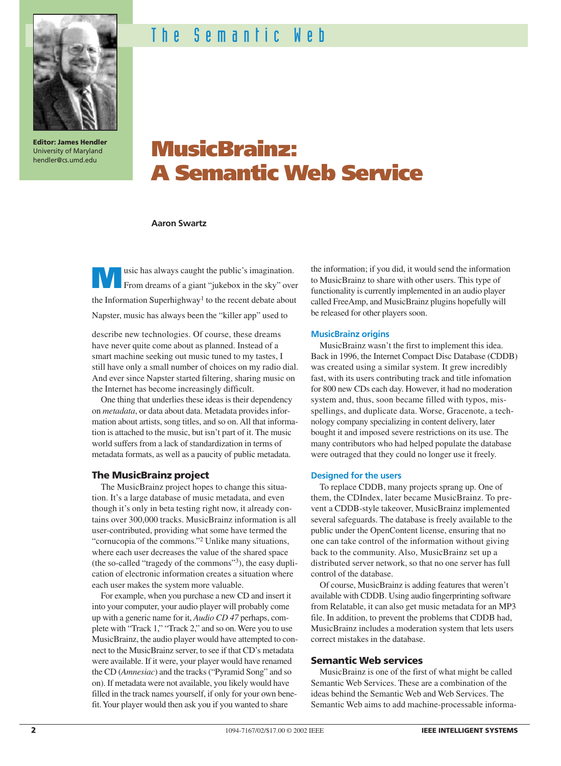# The Semantic Web

**Editor: James Hendler**
University of Maryland
hendler@cs.umd.edu

# MusicBrainz: A Semantic Web Service

**Aaron Swartz**

Music has always caught the public's imagination. From dreams of a giant "jukebox in the sky" over the Information Superhighway[1] to the recent debate about Napster, music has always been the "killer app" used to describe new technologies. Of course, these dreams have never quite come about as planned. Instead of a smart machine seeking out music tuned to my tastes, I still have only a small number of choices on my radio dial. And ever since Napster started filtering, sharing music on the Internet has become increasingly difficult.

One thing that underlies these ideas is their dependency on *metadata*, or data about data. Metadata provides information about artists, song titles, and so on. All that information is attached to the music, but isn't part of it. The music world suffers from a lack of standardization in terms of metadata formats, as well as a paucity of public metadata.

## The MusicBrainz project

The MusicBrainz project hopes to change this situation. It's a large database of music metadata, and even though it's only in beta testing right now, it already contains over 300,000 tracks. MusicBrainz information is all user-contributed, providing what some have termed the "cornucopia of the commons."[2] Unlike many situations, where each user decreases the value of the shared space (the so-called "tragedy of the commons"[3]), the easy duplication of electronic information creates a situation where each user makes the system more valuable.

For example, when you purchase a new CD and insert it into your computer, your audio player will probably come up with a generic name for it, *Audio CD 47* perhaps, complete with "Track 1," "Track 2," and so on. Were you to use MusicBrainz, the audio player would have attempted to connect to the MusicBrainz server, to see if that CD's metadata were available. If it were, your player would have renamed the CD (*Amnesiac*) and the tracks ("Pyramid Song" and so on). If metadata were not available, you likely would have filled in the track names yourself, if only for your own benefit. Your player would then ask you if you wanted to share the information; if you did, it would send the information to MusicBrainz to share with other users. This type of functionality is currently implemented in an audio player called FreeAmp, and MusicBrainz plugins hopefully will be released for other players soon.

### MusicBrainz origins

MusicBrainz wasn't the first to implement this idea. Back in 1996, the Internet Compact Disc Database (CDDB) was created using a similar system. It grew incredibly fast, with its users contributing track and title infomation for 800 new CDs each day. However, it had no moderation system and, thus, soon became filled with typos, misspellings, and duplicate data. Worse, Gracenote, a technology company specializing in content delivery, later bought it and imposed severe restrictions on its use. The many contributors who had helped populate the database were outraged that they could no longer use it freely.

### Designed for the users

To replace CDDB, many projects sprang up. One of them, the CDIndex, later became MusicBrainz. To prevent a CDDB-style takeover, MusicBrainz implemented several safeguards. The database is freely available to the public under the OpenContent license, ensuring that no one can take control of the information without giving back to the community. Also, MusicBrainz set up a distributed server network, so that no one server has full control of the database.

Of course, MusicBrainz is adding features that weren't available with CDDB. Using audio fingerprinting software from Relatable, it can also get music metadata for an MP3 file. In addition, to prevent the problems that CDDB had, MusicBrainz includes a moderation system that lets users correct mistakes in the database.

## Semantic Web services

MusicBrainz is one of the first of what might be called Semantic Web Services. These are a combination of the ideas behind the Semantic Web and Web Services. The Semantic Web aims to add machine-processable informa-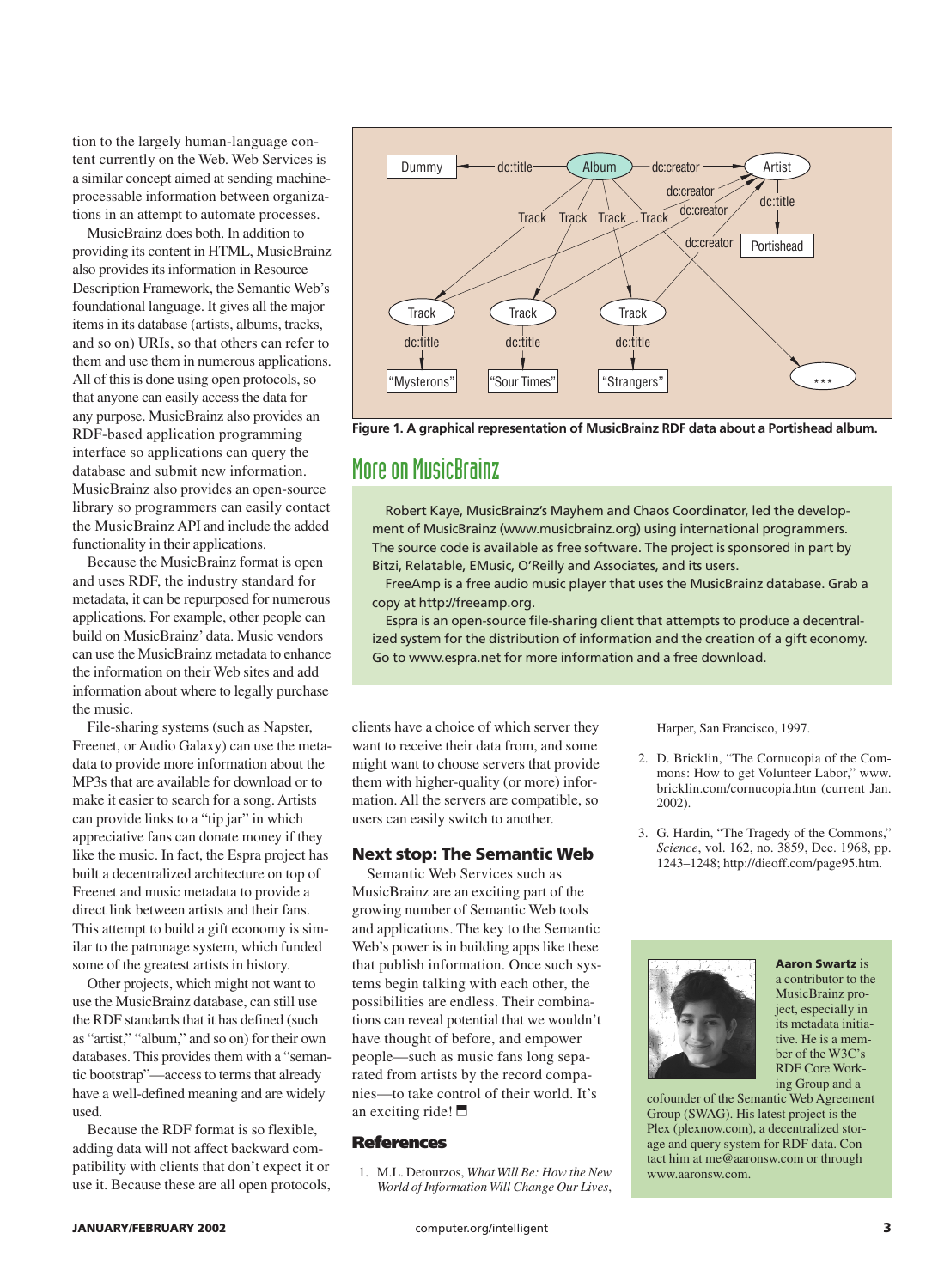tion to the largely human-language content currently on the Web. Web Services is a similar concept aimed at sending machine-processable information between organizations in an attempt to automate processes.

MusicBrainz does both. In addition to providing its content in HTML, MusicBrainz also provides its information in Resource Description Framework, the Semantic Web's foundational language. It gives all the major items in its database (artists, albums, tracks, and so on) URIs, so that others can refer to them and use them in numerous applications. All of this is done using open protocols, so that anyone can easily access the data for any purpose. MusicBrainz also provides an RDF-based application programming interface so applications can query the database and submit new information. MusicBrainz also provides an open-source library so programmers can easily contact the MusicBrainz API and include the added functionality in their applications.

Because the MusicBrainz format is open and uses RDF, the industry standard for metadata, it can be repurposed for numerous applications. For example, other people can build on MusicBrainz' data. Music vendors can use the MusicBrainz metadata to enhance the information on their Web sites and add information about where to legally purchase the music.

File-sharing systems (such as Napster, Freenet, or Audio Galaxy) can use the metadata to provide more information about the MP3s that are available for download or to make it easier to search for a song. Artists can provide links to a "tip jar" in which appreciative fans can donate money if they like the music. In fact, the Espra project has built a decentralized architecture on top of Freenet and music metadata to provide a direct link between artists and their fans. This attempt to build a gift economy is similar to the patronage system, which funded some of the greatest artists in history.

Other projects, which might not want to use the MusicBrainz database, can still use the RDF standards that it has defined (such as "artist," "album," and so on) for their own databases. This provides them with a "semantic bootstrap"—access to terms that already have a well-defined meaning and are widely used.

Because the RDF format is so flexible, adding data will not affect backward compatibility with clients that don't expect it or use it. Because these are all open protocols, clients have a choice of which server they want to receive their data from, and some might want to choose servers that provide them with higher-quality (or more) information. All the servers are compatible, so users can easily switch to another.

Dummy
dc:title
Album
dc:creator
Artist
dc:creator
dc:creator
dc:title
Track
Track
Track
Track
dc:creator
Portishead
Track
Track
Track
dc:title
dc:title
dc:title
"Mysterons"
"Sour Times"
"Strangers"
\*\*\*

**Figure 1. A graphical representation of MusicBrainz RDF data about a Portishead album.**

## More on MusicBrainz

Robert Kaye, MusicBrainz's Mayhem and Chaos Coordinator, led the development of MusicBrainz (www.musicbrainz.org) using international programmers. The source code is available as free software. The project is sponsored in part by Bitzi, Relatable, EMusic, O'Reilly and Associates, and its users.

FreeAmp is a free audio music player that uses the MusicBrainz database. Grab a copy at http://freeamp.org.

Espra is an open-source file-sharing client that attempts to produce a decentralized system for the distribution of information and the creation of a gift economy. Go to www.espra.net for more information and a free download.

## Next stop: The Semantic Web

Semantic Web Services such as MusicBrainz are an exciting part of the growing number of Semantic Web tools and applications. The key to the Semantic Web's power is in building apps like these that publish information. Once such systems begin talking with each other, the possibilities are endless. Their combinations can reveal potential that we wouldn't have thought of before, and empower people—such as music fans long separated from artists by the record companies—to take control of their world. It's an exciting ride!

## References

1. M.L. Detourzos, *What Will Be: How the New World of Information Will Change Our Lives*, Harper, San Francisco, 1997.
2. D. Bricklin, "The Cornucopia of the Commons: How to get Volunteer Labor," www.bricklin.com/cornucopia.htm (current Jan. 2002).
3. G. Hardin, "The Tragedy of the Commons," *Science*, vol. 162, no. 3859, Dec. 1968, pp. 1243–1248; http://dieoff.com/page95.htm.

**Aaron Swartz** is a contributor to the MusicBrainz project, especially in its metadata initiative. He is a member of the W3C's RDF Core Working Group and a cofounder of the Semantic Web Agreement Group (SWAG). His latest project is the Plex (plexnow.com), a decentralized storage and query system for RDF data. Contact him at me@aaronsw.com or through www.aaronsw.com.